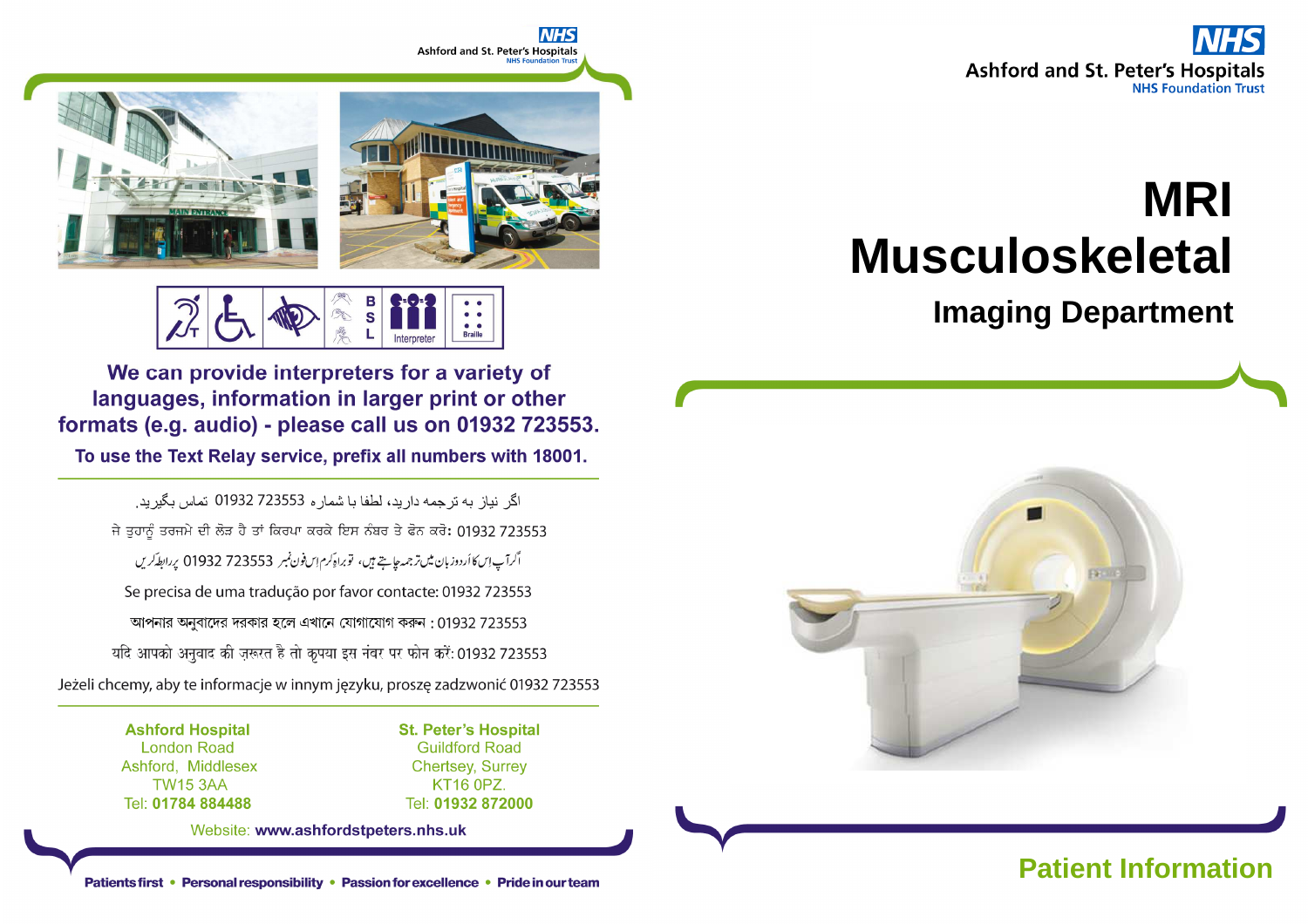Ashford and St. Peter's Hospitals
NHS Foundation Trust

# MRI Musculoskeletal

## Imaging Department

**Patient Information**

---

**We can provide interpreters for a variety of languages, information in larger print or other formats (e.g. audio) - please call us on 01932 723553.**

**To use the Text Relay service, prefix all numbers with 18001.**

اگر نیاز به ترجمه دارید، لطفا با شماره 723553 01932 تماس بگیرید.

ਜੇ ਤੁਹਾਨੂੰ ਤਰਜਮੇ ਦੀ ਲੋੜ ਹੈ ਤਾਂ ਕਿਰਪਾ ਕਰਕੇ ਇਸ ਨੰਬਰ ਤੇ ਫੋਨ ਕਰੋ: 01932 723553

اگر آپ اس کا اردو زبان میں ترجمہ چاہتے ہیں، تو براہ کرم اس فون نمبر 01932 723553 پر رابطہ کریں

Se precisa de uma tradução por favor contacte: 01932 723553

আপনার অনুবাদের দরকার হলে এখানে যোগাযোগ করুন : 01932 723553

यदि आपको अनुवाद की ज़रूरत है तो कृपया इस नंबर पर फोन करें: 01932 723553

Jeżeli chcemy, aby te informacje w innym języku, proszę zadzwonić 01932 723553

**Ashford Hospital**
London Road
Ashford, Middlesex
TW15 3AA
Tel: **01784 884488**

**St. Peter's Hospital**
Guildford Road
Chertsey, Surrey
KT16 0PZ.
Tel: **01932 872000**

Website: **www.ashfordstpeters.nhs.uk**

**Patients first • Personal responsibility • Passion for excellence • Pride in our team**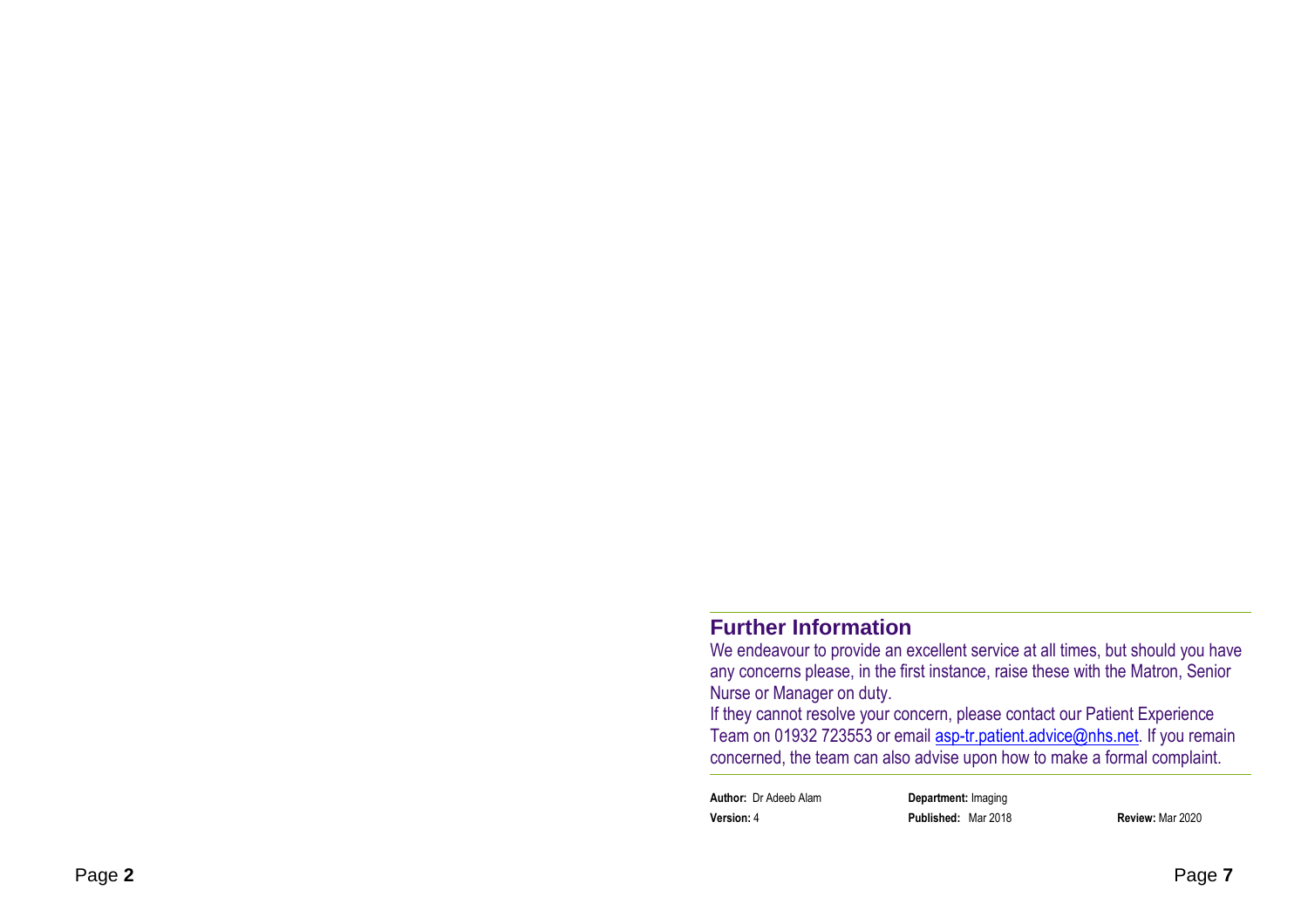## Further Information

We endeavour to provide an excellent service at all times, but should you have any concerns please, in the first instance, raise these with the Matron, Senior Nurse or Manager on duty.

If they cannot resolve your concern, please contact our Patient Experience Team on 01932 723553 or email asp-tr.patient.advice@nhs.net. If you remain concerned, the team can also advise upon how to make a formal complaint.

**Author:** Dr Adeeb Alam **Department:** Imaging

**Version:** 4 **Published:** Mar 2018 **Review:** Mar 2020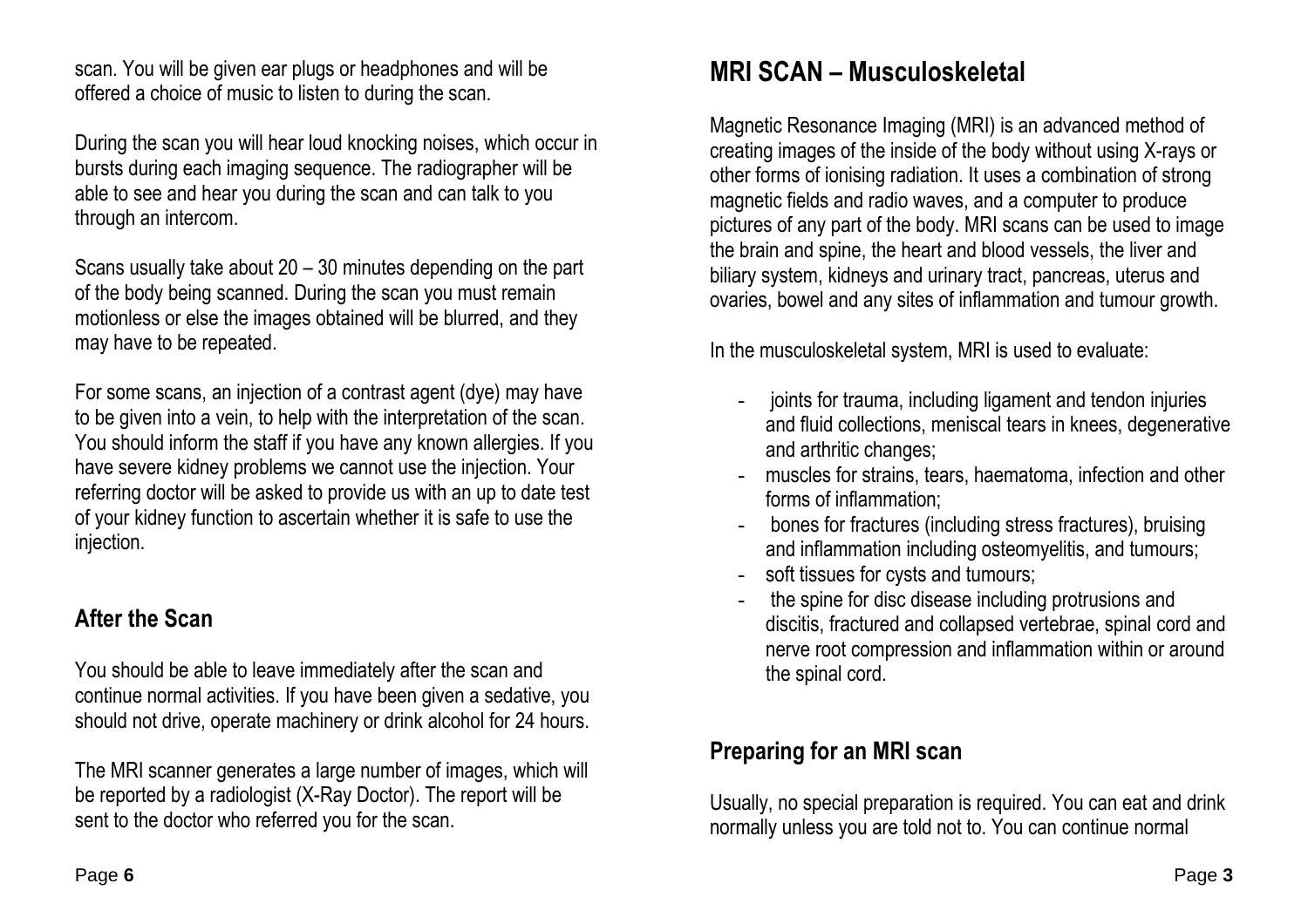scan. You will be given ear plugs or headphones and will be offered a choice of music to listen to during the scan.

During the scan you will hear loud knocking noises, which occur in bursts during each imaging sequence. The radiographer will be able to see and hear you during the scan and can talk to you through an intercom.

Scans usually take about 20 – 30 minutes depending on the part of the body being scanned. During the scan you must remain motionless or else the images obtained will be blurred, and they may have to be repeated.

For some scans, an injection of a contrast agent (dye) may have to be given into a vein, to help with the interpretation of the scan. You should inform the staff if you have any known allergies. If you have severe kidney problems we cannot use the injection. Your referring doctor will be asked to provide us with an up to date test of your kidney function to ascertain whether it is safe to use the injection.

## After the Scan

You should be able to leave immediately after the scan and continue normal activities. If you have been given a sedative, you should not drive, operate machinery or drink alcohol for 24 hours.

The MRI scanner generates a large number of images, which will be reported by a radiologist (X-Ray Doctor). The report will be sent to the doctor who referred you for the scan.

# MRI SCAN – Musculoskeletal

Magnetic Resonance Imaging (MRI) is an advanced method of creating images of the inside of the body without using X-rays or other forms of ionising radiation. It uses a combination of strong magnetic fields and radio waves, and a computer to produce pictures of any part of the body. MRI scans can be used to image the brain and spine, the heart and blood vessels, the liver and biliary system, kidneys and urinary tract, pancreas, uterus and ovaries, bowel and any sites of inflammation and tumour growth.

In the musculoskeletal system, MRI is used to evaluate:

- joints for trauma, including ligament and tendon injuries and fluid collections, meniscal tears in knees, degenerative and arthritic changes;
- muscles for strains, tears, haematoma, infection and other forms of inflammation;
- bones for fractures (including stress fractures), bruising and inflammation including osteomyelitis, and tumours;
- soft tissues for cysts and tumours;
- the spine for disc disease including protrusions and discitis, fractured and collapsed vertebrae, spinal cord and nerve root compression and inflammation within or around the spinal cord.

## Preparing for an MRI scan

Usually, no special preparation is required. You can eat and drink normally unless you are told not to. You can continue normal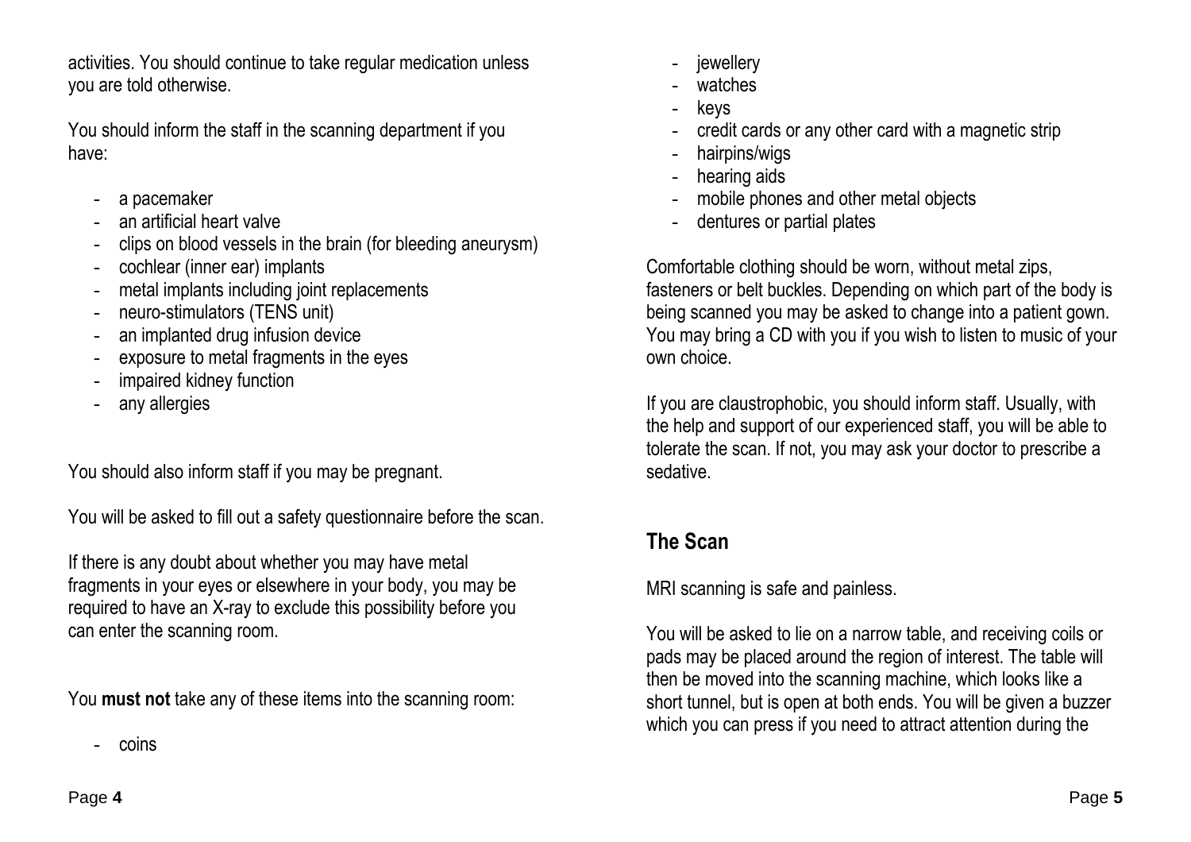activities. You should continue to take regular medication unless you are told otherwise.

You should inform the staff in the scanning department if you have:

- a pacemaker
- an artificial heart valve
- clips on blood vessels in the brain (for bleeding aneurysm)
- cochlear (inner ear) implants
- metal implants including joint replacements
- neuro-stimulators (TENS unit)
- an implanted drug infusion device
- exposure to metal fragments in the eyes
- impaired kidney function
- any allergies

You should also inform staff if you may be pregnant.

You will be asked to fill out a safety questionnaire before the scan.

If there is any doubt about whether you may have metal fragments in your eyes or elsewhere in your body, you may be required to have an X-ray to exclude this possibility before you can enter the scanning room.

You **must not** take any of these items into the scanning room:

- coins
- jewellery
- watches
- keys
- credit cards or any other card with a magnetic strip
- hairpins/wigs
- hearing aids
- mobile phones and other metal objects
- dentures or partial plates

Comfortable clothing should be worn, without metal zips, fasteners or belt buckles. Depending on which part of the body is being scanned you may be asked to change into a patient gown. You may bring a CD with you if you wish to listen to music of your own choice.

If you are claustrophobic, you should inform staff. Usually, with the help and support of our experienced staff, you will be able to tolerate the scan. If not, you may ask your doctor to prescribe a sedative.

## The Scan

MRI scanning is safe and painless.

You will be asked to lie on a narrow table, and receiving coils or pads may be placed around the region of interest. The table will then be moved into the scanning machine, which looks like a short tunnel, but is open at both ends. You will be given a buzzer which you can press if you need to attract attention during the